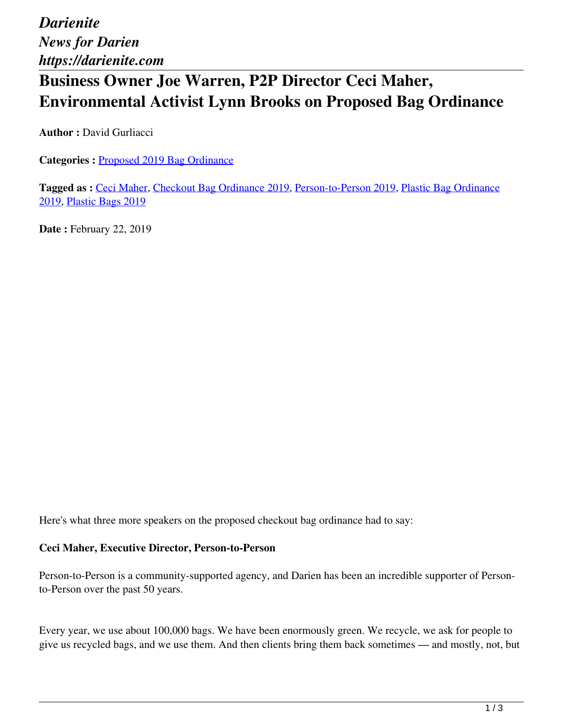*Darienite*
*News for Darien*
*https://darienite.com*

# Business Owner Joe Warren, P2P Director Ceci Maher, Environmental Activist Lynn Brooks on Proposed Bag Ordinance

**Author :** David Gurliacci

**Categories :** Proposed 2019 Bag Ordinance

**Tagged as :** Ceci Maher, Checkout Bag Ordinance 2019, Person-to-Person 2019, Plastic Bag Ordinance 2019, Plastic Bags 2019

**Date :** February 22, 2019

Here's what three more speakers on the proposed checkout bag ordinance had to say:

**Ceci Maher, Executive Director, Person-to-Person**

Person-to-Person is a community-supported agency, and Darien has been an incredible supporter of Person-to-Person over the past 50 years.

Every year, we use about 100,000 bags. We have been enormously green. We recycle, we ask for people to give us recycled bags, and we use them. And then clients bring them back sometimes — and mostly, not, but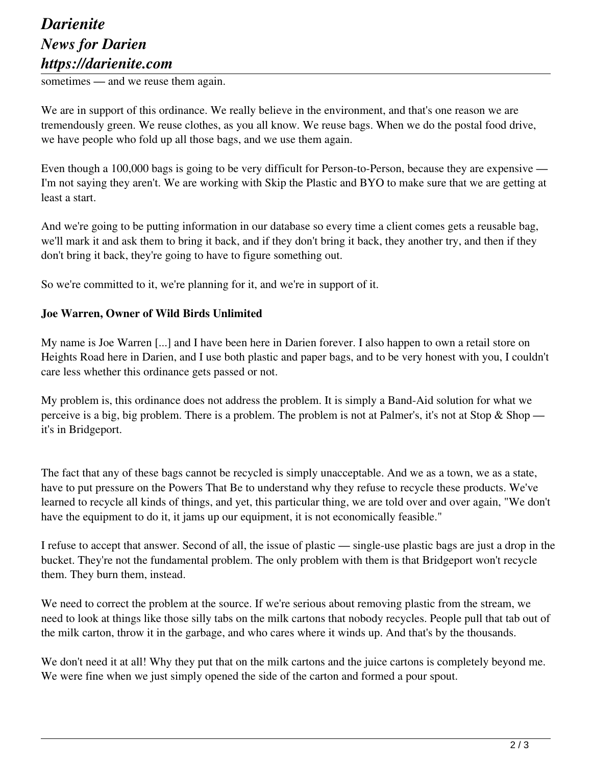sometimes — and we reuse them again.

We are in support of this ordinance. We really believe in the environment, and that's one reason we are tremendously green. We reuse clothes, as you all know. We reuse bags. When we do the postal food drive, we have people who fold up all those bags, and we use them again.

Even though a 100,000 bags is going to be very difficult for Person-to-Person, because they are expensive — I'm not saying they aren't. We are working with Skip the Plastic and BYO to make sure that we are getting at least a start.

And we're going to be putting information in our database so every time a client comes gets a reusable bag, we'll mark it and ask them to bring it back, and if they don't bring it back, they another try, and then if they don't bring it back, they're going to have to figure something out.

So we're committed to it, we're planning for it, and we're in support of it.

**Joe Warren, Owner of Wild Birds Unlimited**

My name is Joe Warren [...] and I have been here in Darien forever. I also happen to own a retail store on Heights Road here in Darien, and I use both plastic and paper bags, and to be very honest with you, I couldn't care less whether this ordinance gets passed or not.

My problem is, this ordinance does not address the problem. It is simply a Band-Aid solution for what we perceive is a big, big problem. There is a problem. The problem is not at Palmer's, it's not at Stop & Shop — it's in Bridgeport.

The fact that any of these bags cannot be recycled is simply unacceptable. And we as a town, we as a state, have to put pressure on the Powers That Be to understand why they refuse to recycle these products. We've learned to recycle all kinds of things, and yet, this particular thing, we are told over and over again, "We don't have the equipment to do it, it jams up our equipment, it is not economically feasible."

I refuse to accept that answer. Second of all, the issue of plastic — single-use plastic bags are just a drop in the bucket. They're not the fundamental problem. The only problem with them is that Bridgeport won't recycle them. They burn them, instead.

We need to correct the problem at the source. If we're serious about removing plastic from the stream, we need to look at things like those silly tabs on the milk cartons that nobody recycles. People pull that tab out of the milk carton, throw it in the garbage, and who cares where it winds up. And that's by the thousands.

We don't need it at all! Why they put that on the milk cartons and the juice cartons is completely beyond me. We were fine when we just simply opened the side of the carton and formed a pour spout.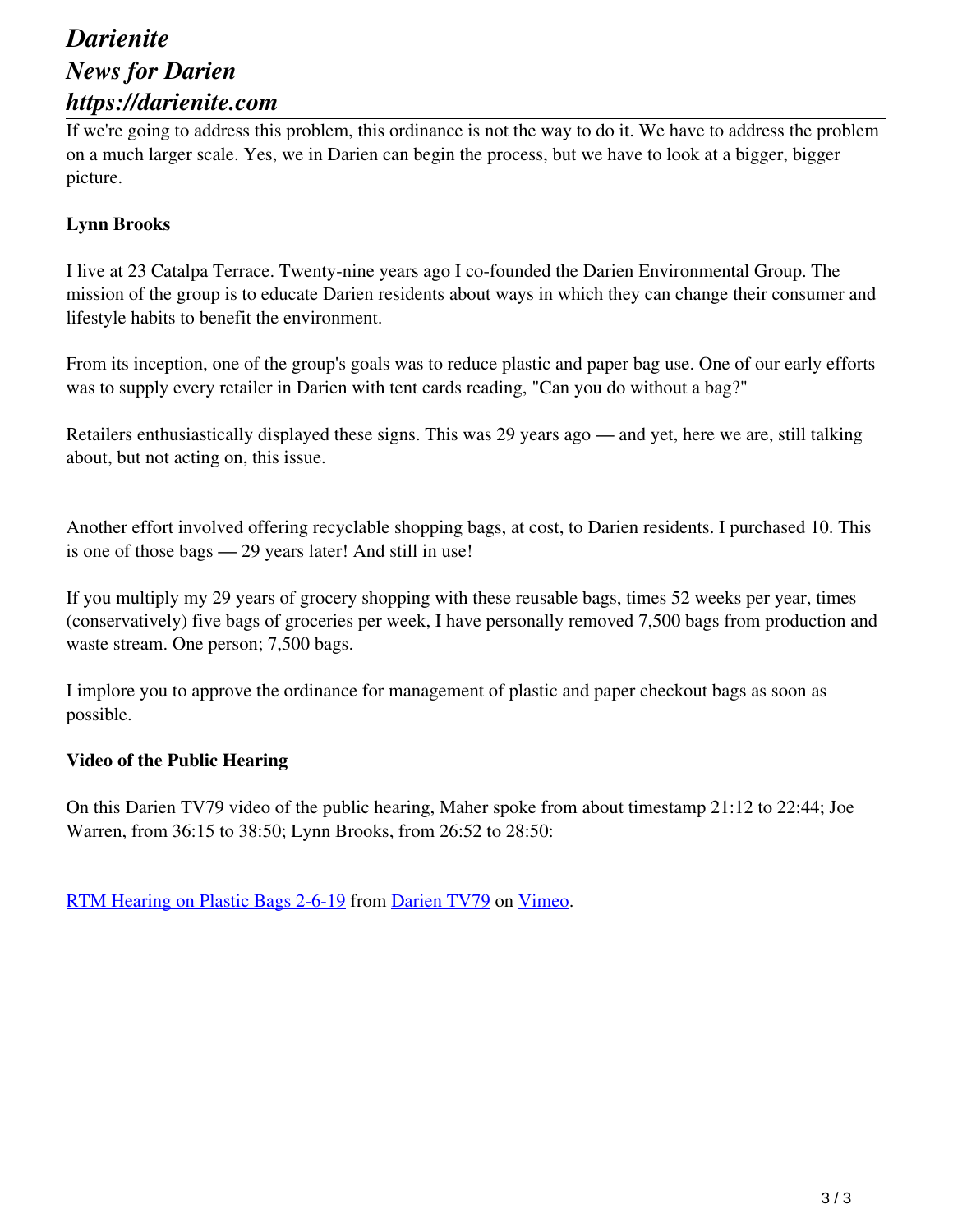If we're going to address this problem, this ordinance is not the way to do it. We have to address the problem on a much larger scale. Yes, we in Darien can begin the process, but we have to look at a bigger, bigger picture.

**Lynn Brooks**

I live at 23 Catalpa Terrace. Twenty-nine years ago I co-founded the Darien Environmental Group. The mission of the group is to educate Darien residents about ways in which they can change their consumer and lifestyle habits to benefit the environment.

From its inception, one of the group's goals was to reduce plastic and paper bag use. One of our early efforts was to supply every retailer in Darien with tent cards reading, "Can you do without a bag?"

Retailers enthusiastically displayed these signs. This was 29 years ago — and yet, here we are, still talking about, but not acting on, this issue.

Another effort involved offering recyclable shopping bags, at cost, to Darien residents. I purchased 10. This is one of those bags — 29 years later! And still in use!

If you multiply my 29 years of grocery shopping with these reusable bags, times 52 weeks per year, times (conservatively) five bags of groceries per week, I have personally removed 7,500 bags from production and waste stream. One person; 7,500 bags.

I implore you to approve the ordinance for management of plastic and paper checkout bags as soon as possible.

**Video of the Public Hearing**

On this Darien TV79 video of the public hearing, Maher spoke from about timestamp 21:12 to 22:44; Joe Warren, from 36:15 to 38:50; Lynn Brooks, from 26:52 to 28:50:

RTM Hearing on Plastic Bags 2-6-19 from Darien TV79 on Vimeo.